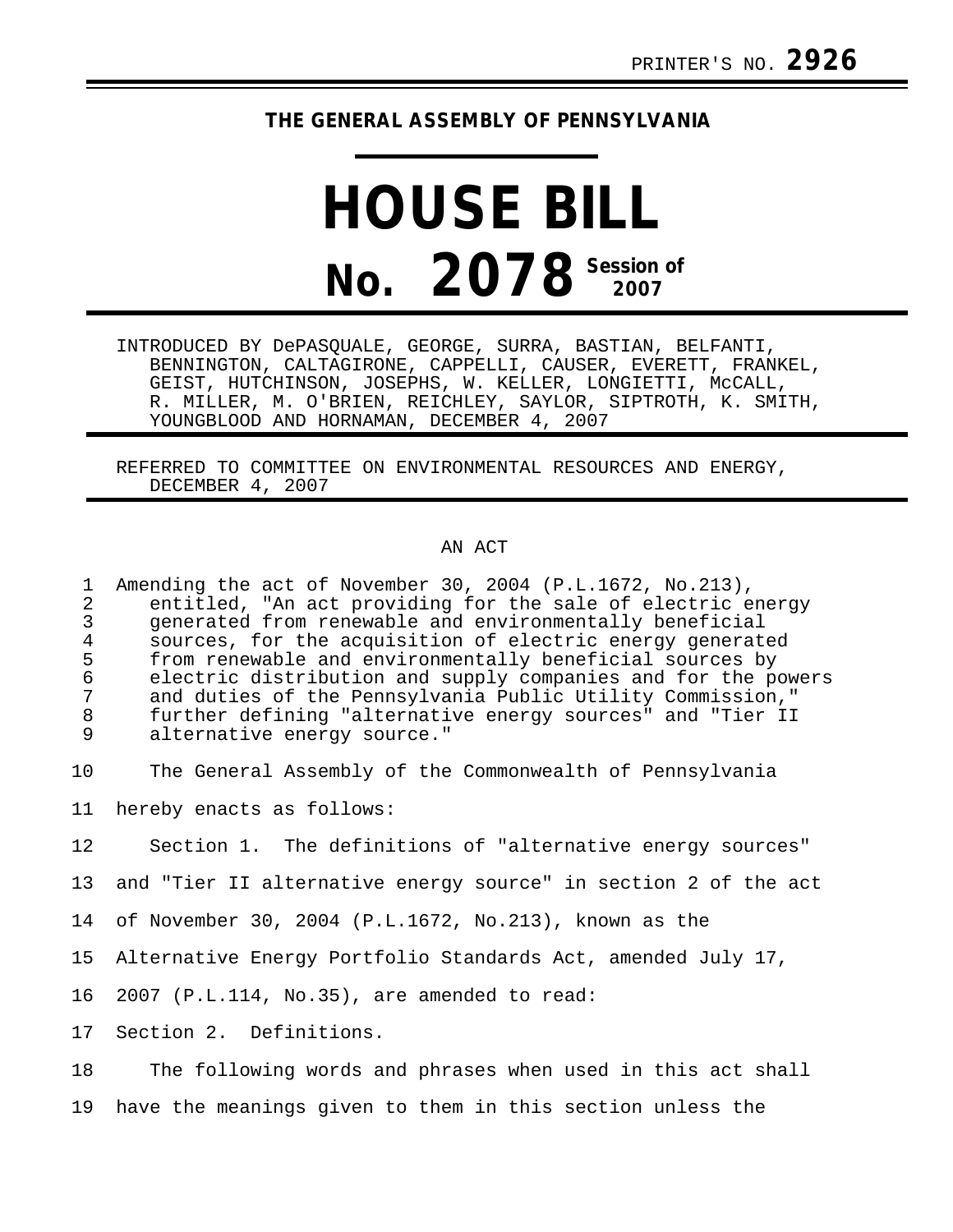PRINTER'S NO. **2926**

**THE GENERAL ASSEMBLY OF PENNSYLVANIA**

# HOUSE BILL

# No. 2078 Session of 2007

INTRODUCED BY DePASQUALE, GEORGE, SURRA, BASTIAN, BELFANTI, BENNINGTON, CALTAGIRONE, CAPPELLI, CAUSER, EVERETT, FRANKEL, GEIST, HUTCHINSON, JOSEPHS, W. KELLER, LONGIETTI, McCALL, R. MILLER, M. O'BRIEN, REICHLEY, SAYLOR, SIPTROTH, K. SMITH, YOUNGBLOOD AND HORNAMAN, DECEMBER 4, 2007

REFERRED TO COMMITTEE ON ENVIRONMENTAL RESOURCES AND ENERGY, DECEMBER 4, 2007

AN ACT

Amending the act of November 30, 2004 (P.L.1672, No.213), entitled, "An act providing for the sale of electric energy generated from renewable and environmentally beneficial sources, for the acquisition of electric energy generated from renewable and environmentally beneficial sources by electric distribution and supply companies and for the powers and duties of the Pennsylvania Public Utility Commission," further defining "alternative energy sources" and "Tier II alternative energy source."

The General Assembly of the Commonwealth of Pennsylvania hereby enacts as follows:

Section 1. The definitions of "alternative energy sources" and "Tier II alternative energy source" in section 2 of the act of November 30, 2004 (P.L.1672, No.213), known as the Alternative Energy Portfolio Standards Act, amended July 17, 2007 (P.L.114, No.35), are amended to read:

Section 2. Definitions.

The following words and phrases when used in this act shall have the meanings given to them in this section unless the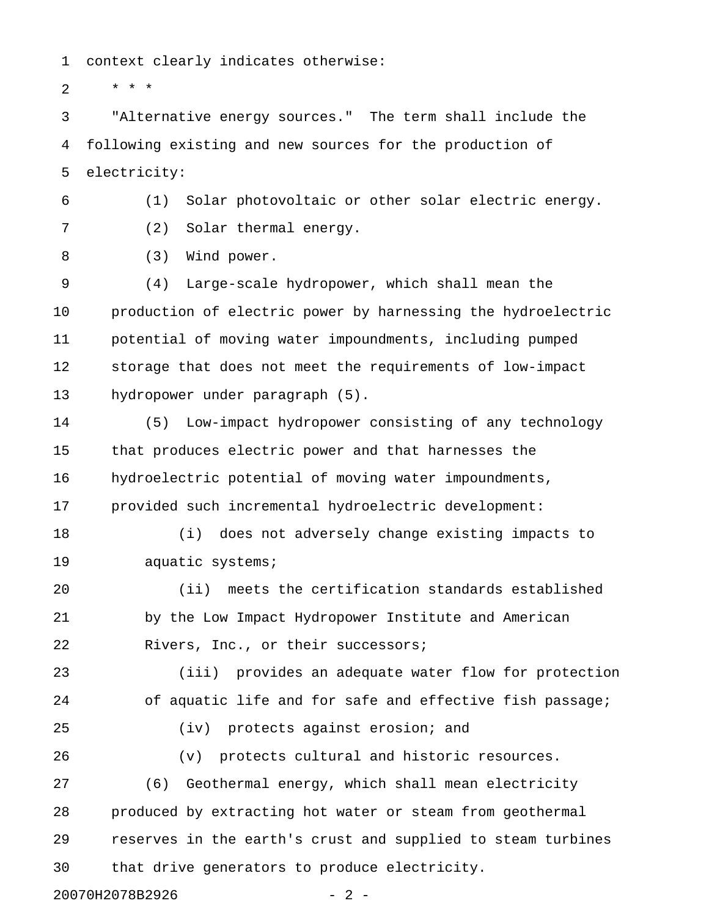context clearly indicates otherwise:

* * *

"Alternative energy sources." The term shall include the following existing and new sources for the production of electricity:

(1) Solar photovoltaic or other solar electric energy.

(2) Solar thermal energy.

(3) Wind power.

(4) Large-scale hydropower, which shall mean the production of electric power by harnessing the hydroelectric potential of moving water impoundments, including pumped storage that does not meet the requirements of low-impact hydropower under paragraph (5).

(5) Low-impact hydropower consisting of any technology that produces electric power and that harnesses the hydroelectric potential of moving water impoundments, provided such incremental hydroelectric development:

(i) does not adversely change existing impacts to aquatic systems;

(ii) meets the certification standards established by the Low Impact Hydropower Institute and American Rivers, Inc., or their successors;

(iii) provides an adequate water flow for protection of aquatic life and for safe and effective fish passage;

(iv) protects against erosion; and

(v) protects cultural and historic resources.

(6) Geothermal energy, which shall mean electricity produced by extracting hot water or steam from geothermal reserves in the earth's crust and supplied to steam turbines that drive generators to produce electricity.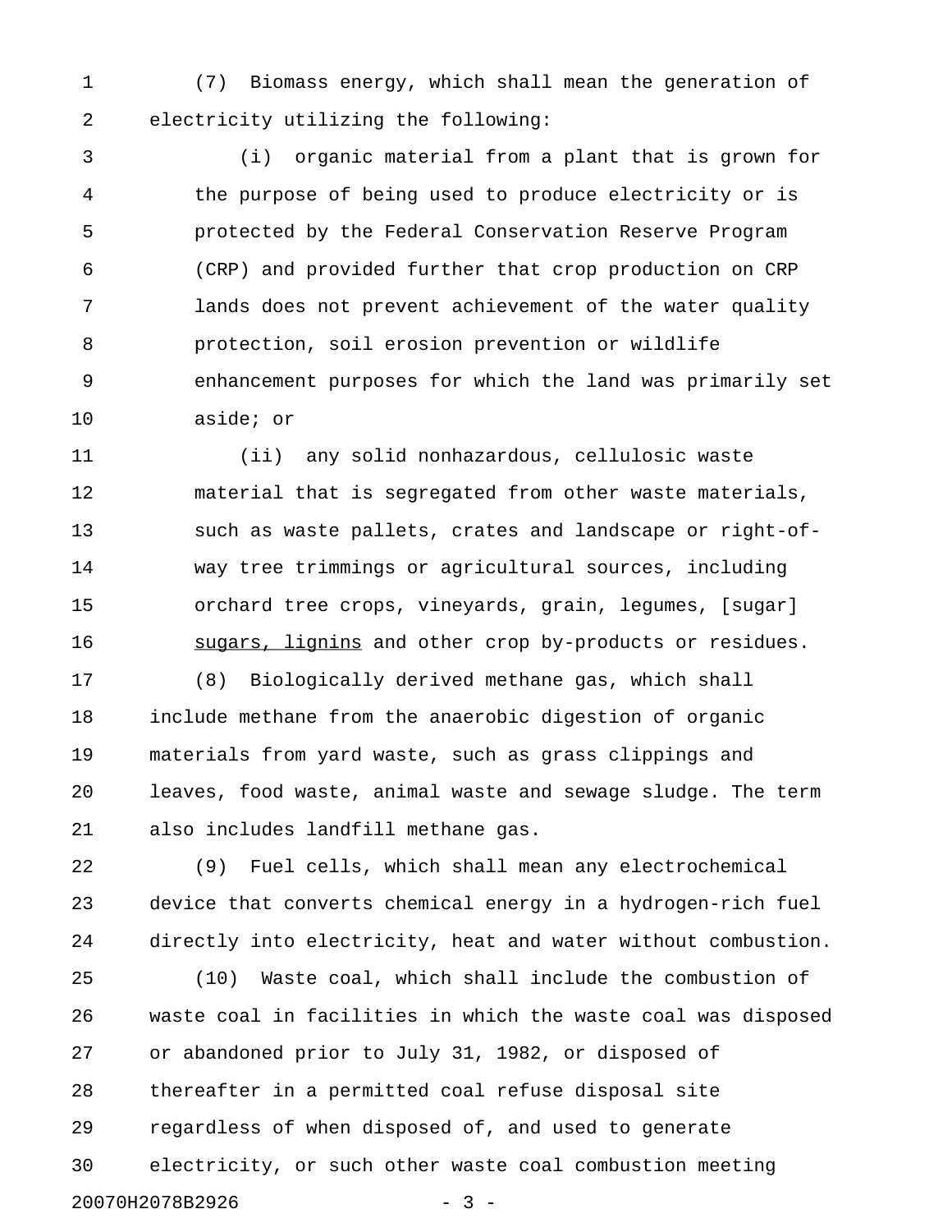(7) Biomass energy, which shall mean the generation of electricity utilizing the following:

(i) organic material from a plant that is grown for the purpose of being used to produce electricity or is protected by the Federal Conservation Reserve Program (CRP) and provided further that crop production on CRP lands does not prevent achievement of the water quality protection, soil erosion prevention or wildlife enhancement purposes for which the land was primarily set aside; or

(ii) any solid nonhazardous, cellulosic waste material that is segregated from other waste materials, such as waste pallets, crates and landscape or right-of-way tree trimmings or agricultural sources, including orchard tree crops, vineyards, grain, legumes, [sugar] <u>sugars, lignins</u> and other crop by-products or residues.

(8) Biologically derived methane gas, which shall include methane from the anaerobic digestion of organic materials from yard waste, such as grass clippings and leaves, food waste, animal waste and sewage sludge. The term also includes landfill methane gas.

(9) Fuel cells, which shall mean any electrochemical device that converts chemical energy in a hydrogen-rich fuel directly into electricity, heat and water without combustion.

(10) Waste coal, which shall include the combustion of waste coal in facilities in which the waste coal was disposed or abandoned prior to July 31, 1982, or disposed of thereafter in a permitted coal refuse disposal site regardless of when disposed of, and used to generate electricity, or such other waste coal combustion meeting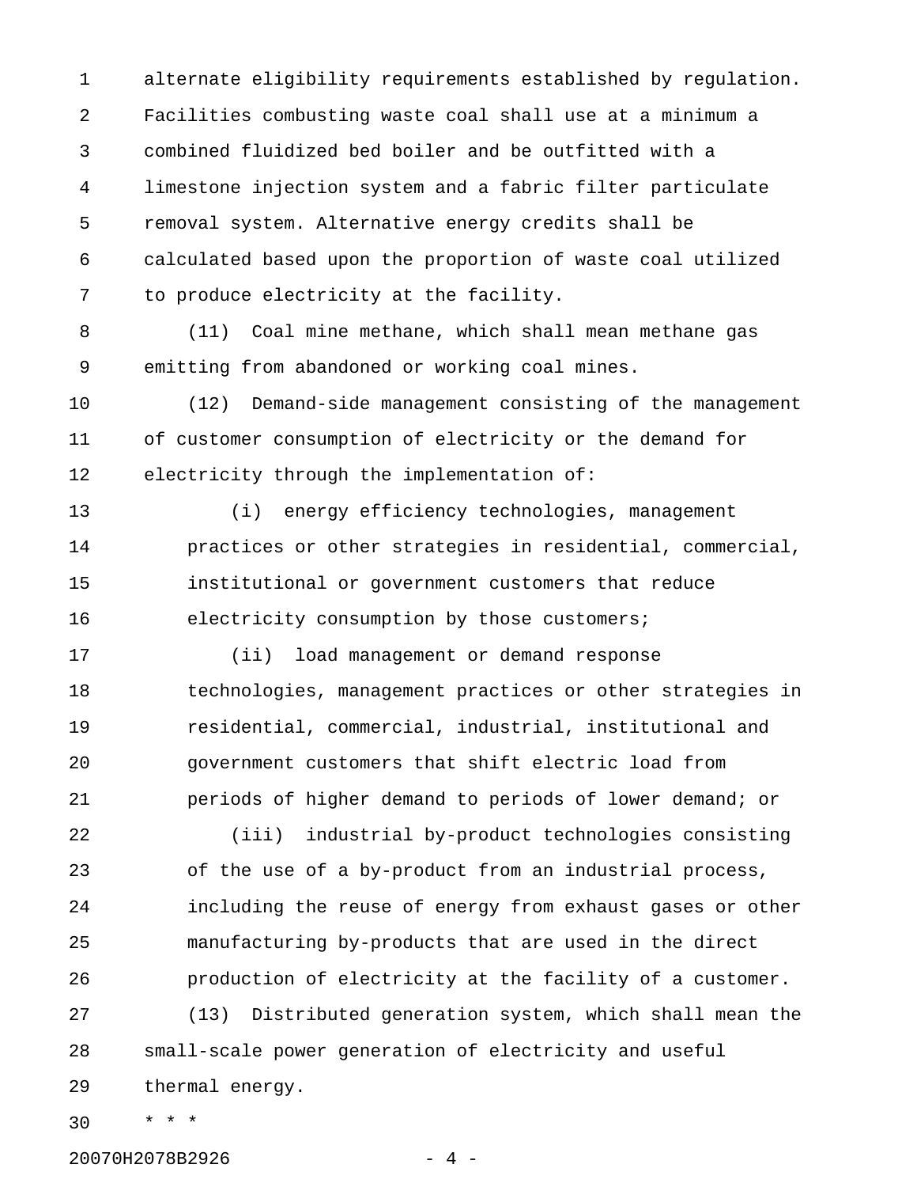alternate eligibility requirements established by regulation. Facilities combusting waste coal shall use at a minimum a combined fluidized bed boiler and be outfitted with a limestone injection system and a fabric filter particulate removal system. Alternative energy credits shall be calculated based upon the proportion of waste coal utilized to produce electricity at the facility.

(11) Coal mine methane, which shall mean methane gas emitting from abandoned or working coal mines.

(12) Demand-side management consisting of the management of customer consumption of electricity or the demand for electricity through the implementation of:

(i) energy efficiency technologies, management practices or other strategies in residential, commercial, institutional or government customers that reduce electricity consumption by those customers;

(ii) load management or demand response technologies, management practices or other strategies in residential, commercial, industrial, institutional and government customers that shift electric load from periods of higher demand to periods of lower demand; or

(iii) industrial by-product technologies consisting of the use of a by-product from an industrial process, including the reuse of energy from exhaust gases or other manufacturing by-products that are used in the direct production of electricity at the facility of a customer.

(13) Distributed generation system, which shall mean the small-scale power generation of electricity and useful thermal energy.

* * *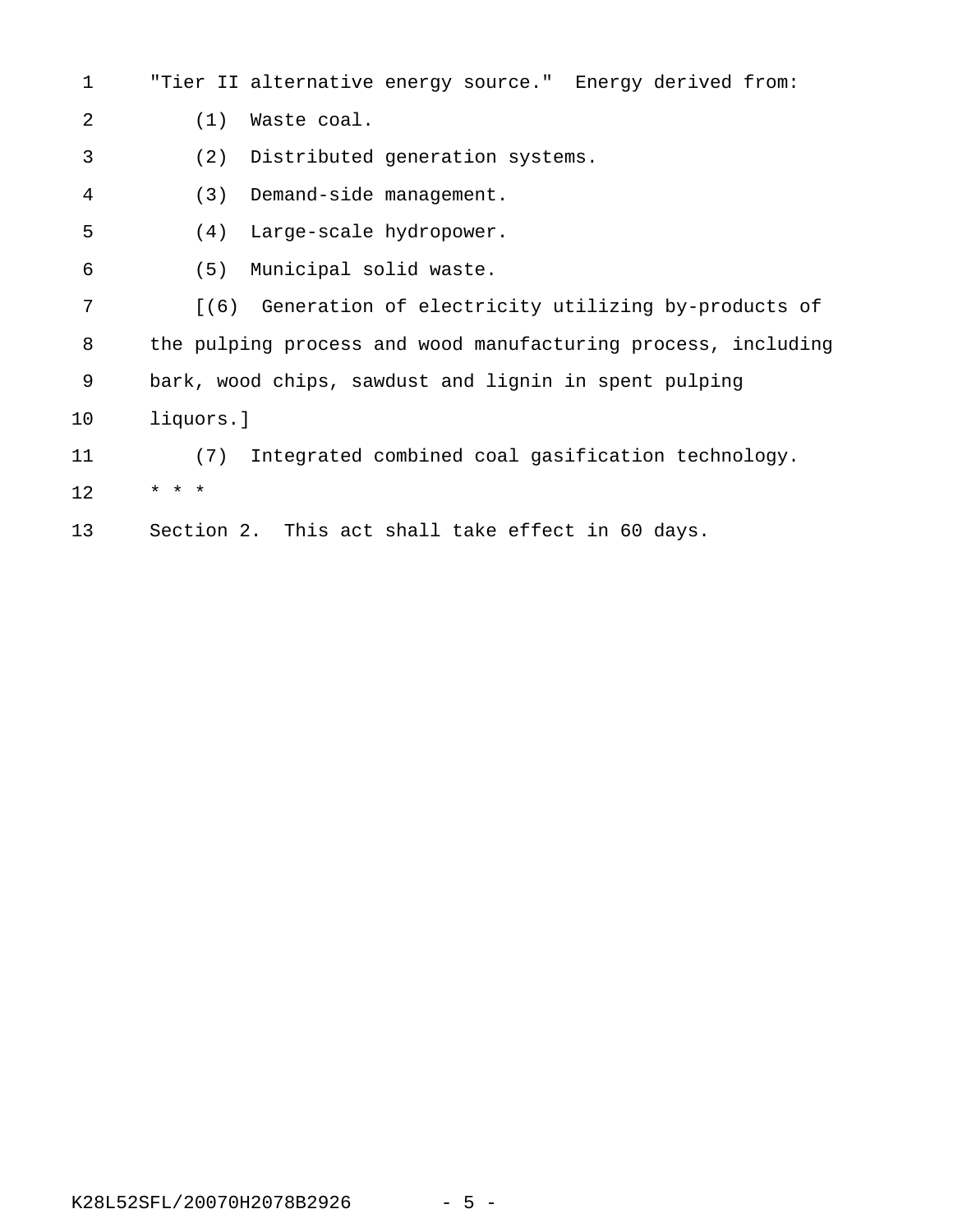"Tier II alternative energy source." Energy derived from:

(1) Waste coal.

(2) Distributed generation systems.

(3) Demand-side management.

(4) Large-scale hydropower.

(5) Municipal solid waste.

[(6) Generation of electricity utilizing by-products of the pulping process and wood manufacturing process, including bark, wood chips, sawdust and lignin in spent pulping liquors.]

(7) Integrated combined coal gasification technology.

* * *

Section 2. This act shall take effect in 60 days.